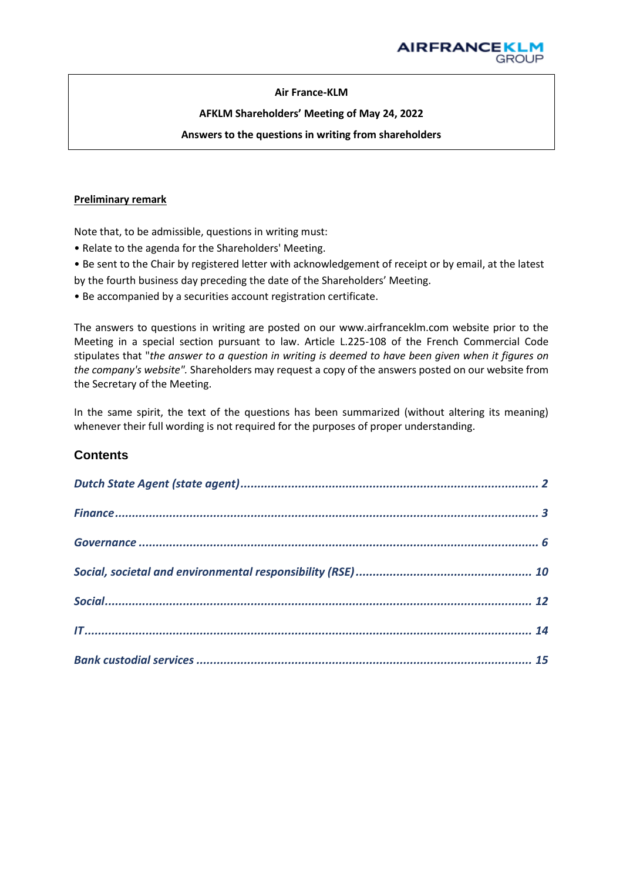**Air France-KLM**

**AFKLM Shareholders' Meeting of May 24, 2022**

**Answers to the questions in writing from shareholders**

**Preliminary remark**

Note that, to be admissible, questions in writing must:

- Relate to the agenda for the Shareholders' Meeting.
- Be sent to the Chair by registered letter with acknowledgement of receipt or by email, at the latest by the fourth business day preceding the date of the Shareholders' Meeting.
- Be accompanied by a securities account registration certificate.

The answers to questions in writing are posted on our www.airfranceklm.com website prior to the Meeting in a special section pursuant to law. Article L.225-108 of the French Commercial Code stipulates that "*the answer to a question in writing is deemed to have been given when it figures on the company's website".* Shareholders may request a copy of the answers posted on our website from the Secretary of the Meeting.

In the same spirit, the text of the questions has been summarized (without altering its meaning) whenever their full wording is not required for the purposes of proper understanding.

## Contents

*Dutch State Agent (state agent)* ........ 2

*Finance* ........ 3

*Governance* ........ 6

*Social, societal and environmental responsibility (RSE)* ........ 10

*Social* ........ 12

*IT* ........ 14

*Bank custodial services* ........ 15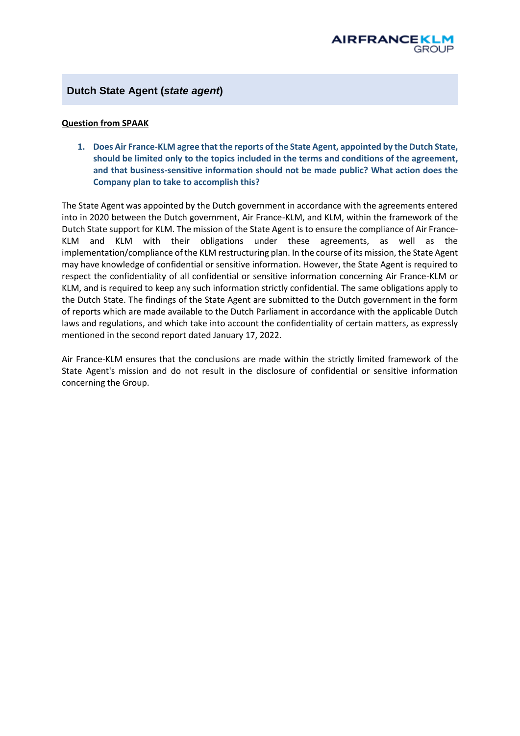## Dutch State Agent (*state agent*)

**Question from SPAAK**

1. **Does Air France-KLM agree that the reports of the State Agent, appointed by the Dutch State, should be limited only to the topics included in the terms and conditions of the agreement, and that business-sensitive information should not be made public? What action does the Company plan to take to accomplish this?**

The State Agent was appointed by the Dutch government in accordance with the agreements entered into in 2020 between the Dutch government, Air France-KLM, and KLM, within the framework of the Dutch State support for KLM. The mission of the State Agent is to ensure the compliance of Air France-KLM and KLM with their obligations under these agreements, as well as the implementation/compliance of the KLM restructuring plan. In the course of its mission, the State Agent may have knowledge of confidential or sensitive information. However, the State Agent is required to respect the confidentiality of all confidential or sensitive information concerning Air France-KLM or KLM, and is required to keep any such information strictly confidential. The same obligations apply to the Dutch State. The findings of the State Agent are submitted to the Dutch government in the form of reports which are made available to the Dutch Parliament in accordance with the applicable Dutch laws and regulations, and which take into account the confidentiality of certain matters, as expressly mentioned in the second report dated January 17, 2022.

Air France-KLM ensures that the conclusions are made within the strictly limited framework of the State Agent's mission and do not result in the disclosure of confidential or sensitive information concerning the Group.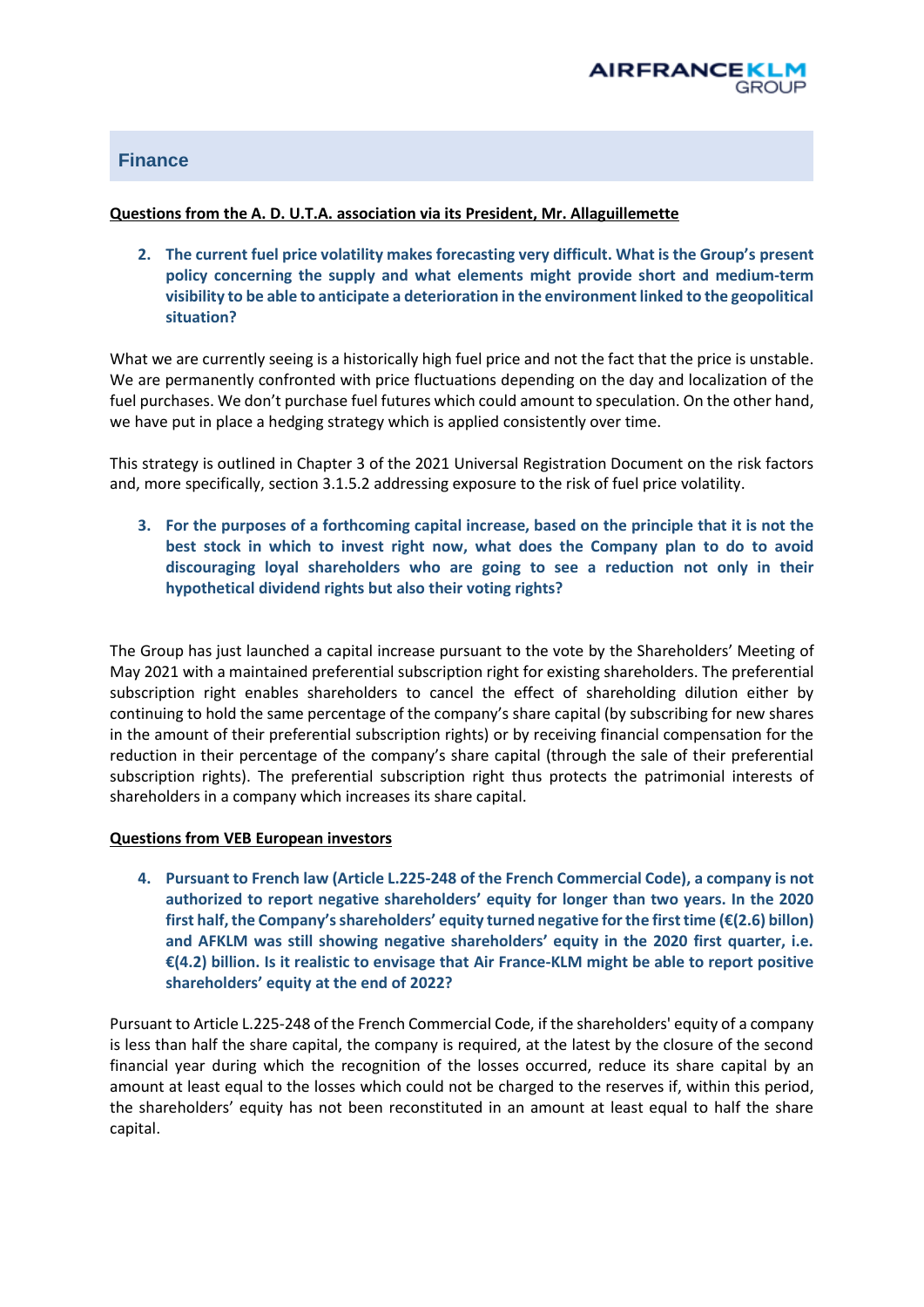## Finance

**Questions from the A. D. U.T.A. association via its President, Mr. Allaguillemette**

2. **The current fuel price volatility makes forecasting very difficult. What is the Group's present policy concerning the supply and what elements might provide short and medium-term visibility to be able to anticipate a deterioration in the environment linked to the geopolitical situation?**

What we are currently seeing is a historically high fuel price and not the fact that the price is unstable. We are permanently confronted with price fluctuations depending on the day and localization of the fuel purchases. We don't purchase fuel futures which could amount to speculation. On the other hand, we have put in place a hedging strategy which is applied consistently over time.

This strategy is outlined in Chapter 3 of the 2021 Universal Registration Document on the risk factors and, more specifically, section 3.1.5.2 addressing exposure to the risk of fuel price volatility.

3. **For the purposes of a forthcoming capital increase, based on the principle that it is not the best stock in which to invest right now, what does the Company plan to do to avoid discouraging loyal shareholders who are going to see a reduction not only in their hypothetical dividend rights but also their voting rights?**

The Group has just launched a capital increase pursuant to the vote by the Shareholders' Meeting of May 2021 with a maintained preferential subscription right for existing shareholders. The preferential subscription right enables shareholders to cancel the effect of shareholding dilution either by continuing to hold the same percentage of the company's share capital (by subscribing for new shares in the amount of their preferential subscription rights) or by receiving financial compensation for the reduction in their percentage of the company's share capital (through the sale of their preferential subscription rights). The preferential subscription right thus protects the patrimonial interests of shareholders in a company which increases its share capital.

**Questions from VEB European investors**

4. **Pursuant to French law (Article L.225-248 of the French Commercial Code), a company is not authorized to report negative shareholders' equity for longer than two years. In the 2020 first half, the Company's shareholders' equity turned negative for the first time (€(2.6) billon) and AFKLM was still showing negative shareholders' equity in the 2020 first quarter, i.e. €(4.2) billion. Is it realistic to envisage that Air France-KLM might be able to report positive shareholders' equity at the end of 2022?**

Pursuant to Article L.225-248 of the French Commercial Code, if the shareholders' equity of a company is less than half the share capital, the company is required, at the latest by the closure of the second financial year during which the recognition of the losses occurred, reduce its share capital by an amount at least equal to the losses which could not be charged to the reserves if, within this period, the shareholders' equity has not been reconstituted in an amount at least equal to half the share capital.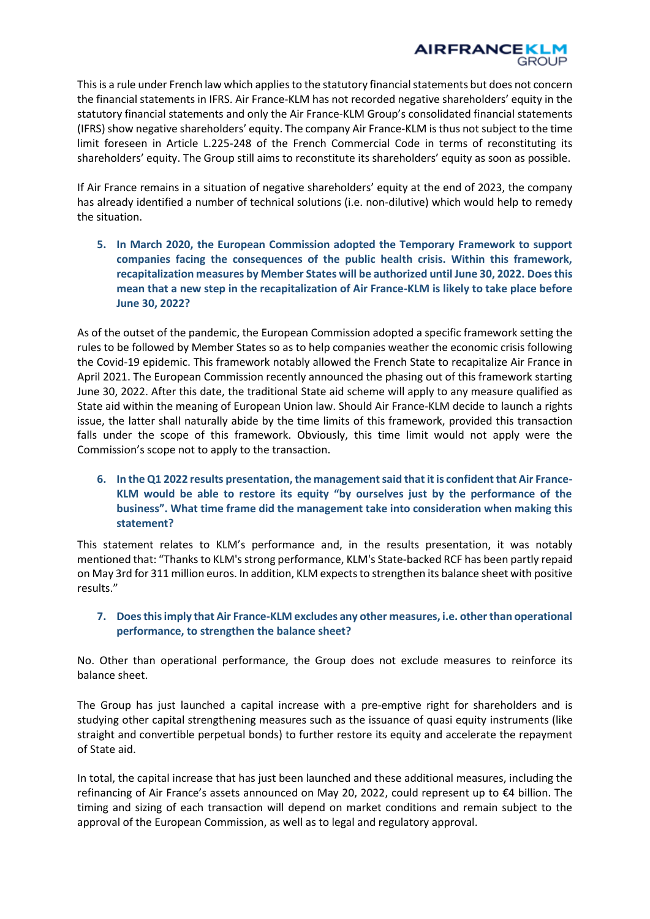This is a rule under French law which applies to the statutory financial statements but does not concern the financial statements in IFRS. Air France-KLM has not recorded negative shareholders' equity in the statutory financial statements and only the Air France-KLM Group's consolidated financial statements (IFRS) show negative shareholders' equity. The company Air France-KLM is thus not subject to the time limit foreseen in Article L.225-248 of the French Commercial Code in terms of reconstituting its shareholders' equity. The Group still aims to reconstitute its shareholders' equity as soon as possible.

If Air France remains in a situation of negative shareholders' equity at the end of 2023, the company has already identified a number of technical solutions (i.e. non-dilutive) which would help to remedy the situation.

5. **In March 2020, the European Commission adopted the Temporary Framework to support companies facing the consequences of the public health crisis. Within this framework, recapitalization measures by Member States will be authorized until June 30, 2022. Does this mean that a new step in the recapitalization of Air France-KLM is likely to take place before June 30, 2022?**

As of the outset of the pandemic, the European Commission adopted a specific framework setting the rules to be followed by Member States so as to help companies weather the economic crisis following the Covid-19 epidemic. This framework notably allowed the French State to recapitalize Air France in April 2021. The European Commission recently announced the phasing out of this framework starting June 30, 2022. After this date, the traditional State aid scheme will apply to any measure qualified as State aid within the meaning of European Union law. Should Air France-KLM decide to launch a rights issue, the latter shall naturally abide by the time limits of this framework, provided this transaction falls under the scope of this framework. Obviously, this time limit would not apply were the Commission's scope not to apply to the transaction.

6. **In the Q1 2022 results presentation, the management said that it is confident that Air France-KLM would be able to restore its equity "by ourselves just by the performance of the business". What time frame did the management take into consideration when making this statement?**

This statement relates to KLM's performance and, in the results presentation, it was notably mentioned that: "Thanks to KLM's strong performance, KLM's State-backed RCF has been partly repaid on May 3rd for 311 million euros. In addition, KLM expects to strengthen its balance sheet with positive results."

7. **Does this imply that Air France-KLM excludes any other measures, i.e. other than operational performance, to strengthen the balance sheet?**

No. Other than operational performance, the Group does not exclude measures to reinforce its balance sheet.

The Group has just launched a capital increase with a pre-emptive right for shareholders and is studying other capital strengthening measures such as the issuance of quasi equity instruments (like straight and convertible perpetual bonds) to further restore its equity and accelerate the repayment of State aid.

In total, the capital increase that has just been launched and these additional measures, including the refinancing of Air France's assets announced on May 20, 2022, could represent up to €4 billion. The timing and sizing of each transaction will depend on market conditions and remain subject to the approval of the European Commission, as well as to legal and regulatory approval.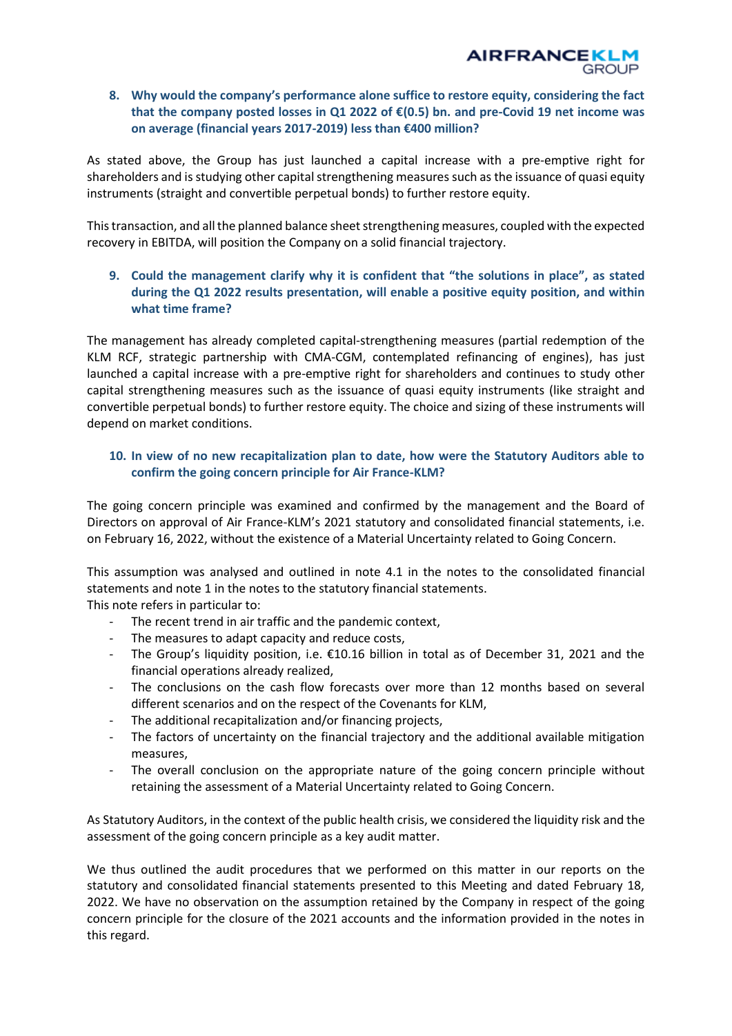**8. Why would the company's performance alone suffice to restore equity, considering the fact that the company posted losses in Q1 2022 of €(0.5) bn. and pre-Covid 19 net income was on average (financial years 2017-2019) less than €400 million?**

As stated above, the Group has just launched a capital increase with a pre-emptive right for shareholders and is studying other capital strengthening measures such as the issuance of quasi equity instruments (straight and convertible perpetual bonds) to further restore equity.

This transaction, and all the planned balance sheet strengthening measures, coupled with the expected recovery in EBITDA, will position the Company on a solid financial trajectory.

**9. Could the management clarify why it is confident that "the solutions in place", as stated during the Q1 2022 results presentation, will enable a positive equity position, and within what time frame?**

The management has already completed capital-strengthening measures (partial redemption of the KLM RCF, strategic partnership with CMA-CGM, contemplated refinancing of engines), has just launched a capital increase with a pre-emptive right for shareholders and continues to study other capital strengthening measures such as the issuance of quasi equity instruments (like straight and convertible perpetual bonds) to further restore equity. The choice and sizing of these instruments will depend on market conditions.

**10. In view of no new recapitalization plan to date, how were the Statutory Auditors able to confirm the going concern principle for Air France-KLM?**

The going concern principle was examined and confirmed by the management and the Board of Directors on approval of Air France-KLM's 2021 statutory and consolidated financial statements, i.e. on February 16, 2022, without the existence of a Material Uncertainty related to Going Concern.

This assumption was analysed and outlined in note 4.1 in the notes to the consolidated financial statements and note 1 in the notes to the statutory financial statements.
This note refers in particular to:

- The recent trend in air traffic and the pandemic context,
- The measures to adapt capacity and reduce costs,
- The Group's liquidity position, i.e. €10.16 billion in total as of December 31, 2021 and the financial operations already realized,
- The conclusions on the cash flow forecasts over more than 12 months based on several different scenarios and on the respect of the Covenants for KLM,
- The additional recapitalization and/or financing projects,
- The factors of uncertainty on the financial trajectory and the additional available mitigation measures,
- The overall conclusion on the appropriate nature of the going concern principle without retaining the assessment of a Material Uncertainty related to Going Concern.

As Statutory Auditors, in the context of the public health crisis, we considered the liquidity risk and the assessment of the going concern principle as a key audit matter.

We thus outlined the audit procedures that we performed on this matter in our reports on the statutory and consolidated financial statements presented to this Meeting and dated February 18, 2022. We have no observation on the assumption retained by the Company in respect of the going concern principle for the closure of the 2021 accounts and the information provided in the notes in this regard.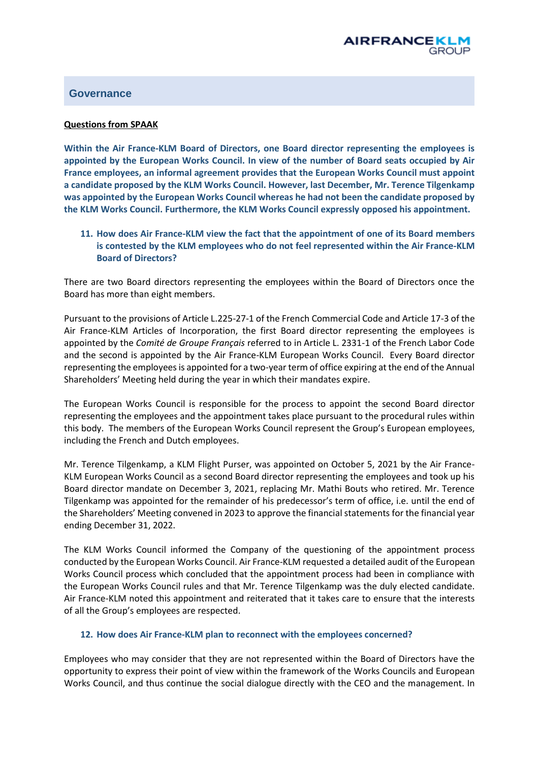## Governance

**Questions from SPAAK**

**Within the Air France-KLM Board of Directors, one Board director representing the employees is appointed by the European Works Council. In view of the number of Board seats occupied by Air France employees, an informal agreement provides that the European Works Council must appoint a candidate proposed by the KLM Works Council. However, last December, Mr. Terence Tilgenkamp was appointed by the European Works Council whereas he had not been the candidate proposed by the KLM Works Council. Furthermore, the KLM Works Council expressly opposed his appointment.**

**11. How does Air France-KLM view the fact that the appointment of one of its Board members is contested by the KLM employees who do not feel represented within the Air France-KLM Board of Directors?**

There are two Board directors representing the employees within the Board of Directors once the Board has more than eight members.

Pursuant to the provisions of Article L.225-27-1 of the French Commercial Code and Article 17-3 of the Air France-KLM Articles of Incorporation, the first Board director representing the employees is appointed by the *Comité de Groupe Français* referred to in Article L. 2331-1 of the French Labor Code and the second is appointed by the Air France-KLM European Works Council. Every Board director representing the employees is appointed for a two-year term of office expiring at the end of the Annual Shareholders' Meeting held during the year in which their mandates expire.

The European Works Council is responsible for the process to appoint the second Board director representing the employees and the appointment takes place pursuant to the procedural rules within this body. The members of the European Works Council represent the Group's European employees, including the French and Dutch employees.

Mr. Terence Tilgenkamp, a KLM Flight Purser, was appointed on October 5, 2021 by the Air France-KLM European Works Council as a second Board director representing the employees and took up his Board director mandate on December 3, 2021, replacing Mr. Mathi Bouts who retired. Mr. Terence Tilgenkamp was appointed for the remainder of his predecessor's term of office, i.e. until the end of the Shareholders' Meeting convened in 2023 to approve the financial statements for the financial year ending December 31, 2022.

The KLM Works Council informed the Company of the questioning of the appointment process conducted by the European Works Council. Air France-KLM requested a detailed audit of the European Works Council process which concluded that the appointment process had been in compliance with the European Works Council rules and that Mr. Terence Tilgenkamp was the duly elected candidate. Air France-KLM noted this appointment and reiterated that it takes care to ensure that the interests of all the Group's employees are respected.

**12. How does Air France-KLM plan to reconnect with the employees concerned?**

Employees who may consider that they are not represented within the Board of Directors have the opportunity to express their point of view within the framework of the Works Councils and European Works Council, and thus continue the social dialogue directly with the CEO and the management. In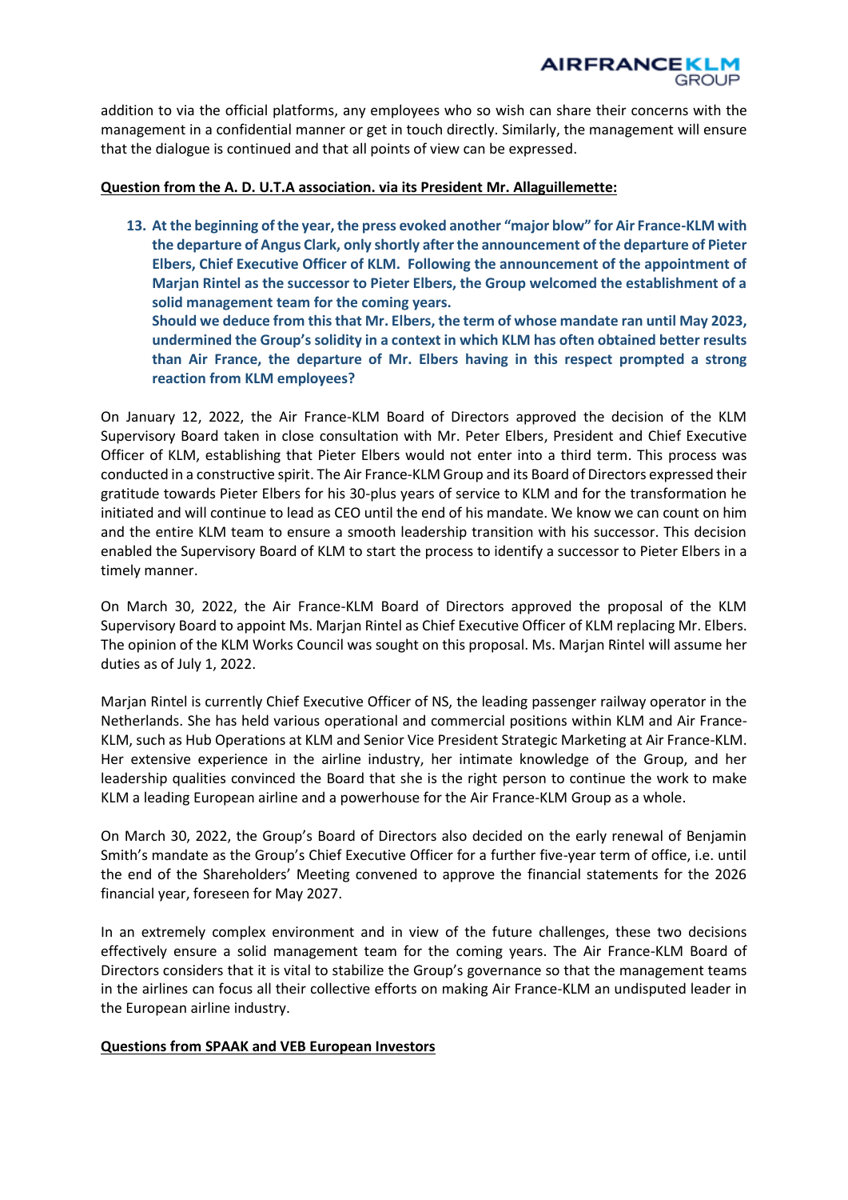addition to via the official platforms, any employees who so wish can share their concerns with the management in a confidential manner or get in touch directly. Similarly, the management will ensure that the dialogue is continued and that all points of view can be expressed.

**Question from the A. D. U.T.A association. via its President Mr. Allaguillemette:**

13. **At the beginning of the year, the press evoked another "major blow" for Air France-KLM with the departure of Angus Clark, only shortly after the announcement of the departure of Pieter Elbers, Chief Executive Officer of KLM. Following the announcement of the appointment of Marjan Rintel as the successor to Pieter Elbers, the Group welcomed the establishment of a solid management team for the coming years.**
    **Should we deduce from this that Mr. Elbers, the term of whose mandate ran until May 2023, undermined the Group's solidity in a context in which KLM has often obtained better results than Air France, the departure of Mr. Elbers having in this respect prompted a strong reaction from KLM employees?**

On January 12, 2022, the Air France-KLM Board of Directors approved the decision of the KLM Supervisory Board taken in close consultation with Mr. Peter Elbers, President and Chief Executive Officer of KLM, establishing that Pieter Elbers would not enter into a third term. This process was conducted in a constructive spirit. The Air France-KLM Group and its Board of Directors expressed their gratitude towards Pieter Elbers for his 30-plus years of service to KLM and for the transformation he initiated and will continue to lead as CEO until the end of his mandate. We know we can count on him and the entire KLM team to ensure a smooth leadership transition with his successor. This decision enabled the Supervisory Board of KLM to start the process to identify a successor to Pieter Elbers in a timely manner.

On March 30, 2022, the Air France-KLM Board of Directors approved the proposal of the KLM Supervisory Board to appoint Ms. Marjan Rintel as Chief Executive Officer of KLM replacing Mr. Elbers. The opinion of the KLM Works Council was sought on this proposal. Ms. Marjan Rintel will assume her duties as of July 1, 2022.

Marjan Rintel is currently Chief Executive Officer of NS, the leading passenger railway operator in the Netherlands. She has held various operational and commercial positions within KLM and Air France-KLM, such as Hub Operations at KLM and Senior Vice President Strategic Marketing at Air France-KLM. Her extensive experience in the airline industry, her intimate knowledge of the Group, and her leadership qualities convinced the Board that she is the right person to continue the work to make KLM a leading European airline and a powerhouse for the Air France-KLM Group as a whole.

On March 30, 2022, the Group's Board of Directors also decided on the early renewal of Benjamin Smith's mandate as the Group's Chief Executive Officer for a further five-year term of office, i.e. until the end of the Shareholders' Meeting convened to approve the financial statements for the 2026 financial year, foreseen for May 2027.

In an extremely complex environment and in view of the future challenges, these two decisions effectively ensure a solid management team for the coming years. The Air France-KLM Board of Directors considers that it is vital to stabilize the Group's governance so that the management teams in the airlines can focus all their collective efforts on making Air France-KLM an undisputed leader in the European airline industry.

**Questions from SPAAK and VEB European Investors**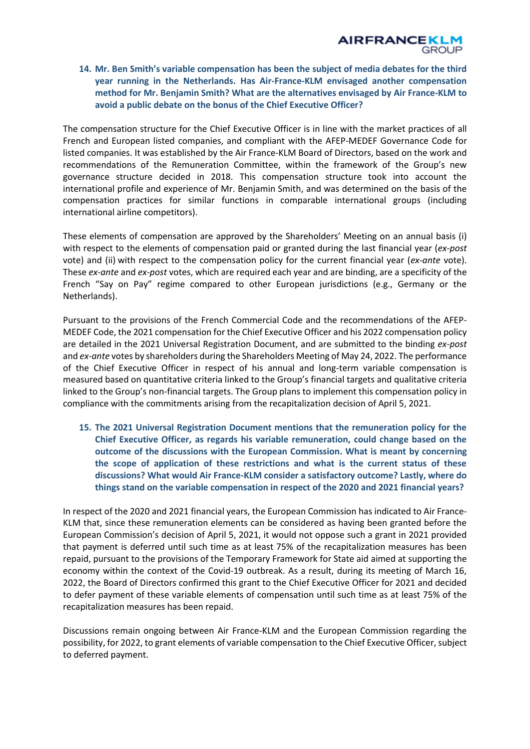**14. Mr. Ben Smith's variable compensation has been the subject of media debates for the third year running in the Netherlands. Has Air-France-KLM envisaged another compensation method for Mr. Benjamin Smith? What are the alternatives envisaged by Air France-KLM to avoid a public debate on the bonus of the Chief Executive Officer?**

The compensation structure for the Chief Executive Officer is in line with the market practices of all French and European listed companies, and compliant with the AFEP-MEDEF Governance Code for listed companies. It was established by the Air France-KLM Board of Directors, based on the work and recommendations of the Remuneration Committee, within the framework of the Group's new governance structure decided in 2018. This compensation structure took into account the international profile and experience of Mr. Benjamin Smith, and was determined on the basis of the compensation practices for similar functions in comparable international groups (including international airline competitors).

These elements of compensation are approved by the Shareholders' Meeting on an annual basis (i) with respect to the elements of compensation paid or granted during the last financial year (*ex-post* vote) and (ii) with respect to the compensation policy for the current financial year (*ex-ante* vote). These *ex-ante* and *ex-post* votes, which are required each year and are binding, are a specificity of the French "Say on Pay" regime compared to other European jurisdictions (e.g., Germany or the Netherlands).

Pursuant to the provisions of the French Commercial Code and the recommendations of the AFEP-MEDEF Code, the 2021 compensation for the Chief Executive Officer and his 2022 compensation policy are detailed in the 2021 Universal Registration Document, and are submitted to the binding *ex-post* and *ex-ante* votes by shareholders during the Shareholders Meeting of May 24, 2022. The performance of the Chief Executive Officer in respect of his annual and long-term variable compensation is measured based on quantitative criteria linked to the Group's financial targets and qualitative criteria linked to the Group's non-financial targets. The Group plans to implement this compensation policy in compliance with the commitments arising from the recapitalization decision of April 5, 2021.

**15. The 2021 Universal Registration Document mentions that the remuneration policy for the Chief Executive Officer, as regards his variable remuneration, could change based on the outcome of the discussions with the European Commission. What is meant by concerning the scope of application of these restrictions and what is the current status of these discussions? What would Air France-KLM consider a satisfactory outcome? Lastly, where do things stand on the variable compensation in respect of the 2020 and 2021 financial years?**

In respect of the 2020 and 2021 financial years, the European Commission has indicated to Air France-KLM that, since these remuneration elements can be considered as having been granted before the European Commission's decision of April 5, 2021, it would not oppose such a grant in 2021 provided that payment is deferred until such time as at least 75% of the recapitalization measures has been repaid, pursuant to the provisions of the Temporary Framework for State aid aimed at supporting the economy within the context of the Covid-19 outbreak. As a result, during its meeting of March 16, 2022, the Board of Directors confirmed this grant to the Chief Executive Officer for 2021 and decided to defer payment of these variable elements of compensation until such time as at least 75% of the recapitalization measures has been repaid.

Discussions remain ongoing between Air France-KLM and the European Commission regarding the possibility, for 2022, to grant elements of variable compensation to the Chief Executive Officer, subject to deferred payment.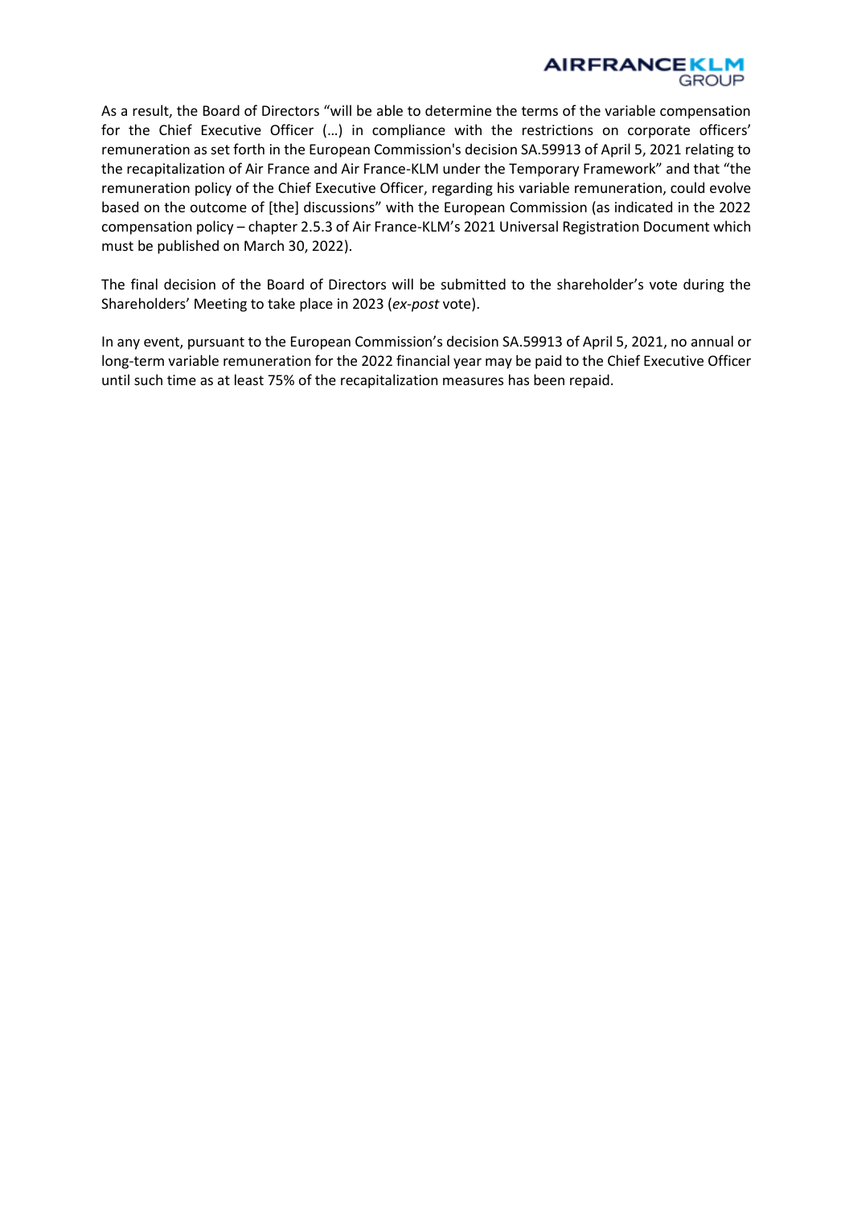As a result, the Board of Directors "will be able to determine the terms of the variable compensation for the Chief Executive Officer (…) in compliance with the restrictions on corporate officers' remuneration as set forth in the European Commission's decision SA.59913 of April 5, 2021 relating to the recapitalization of Air France and Air France-KLM under the Temporary Framework" and that "the remuneration policy of the Chief Executive Officer, regarding his variable remuneration, could evolve based on the outcome of [the] discussions" with the European Commission (as indicated in the 2022 compensation policy – chapter 2.5.3 of Air France-KLM's 2021 Universal Registration Document which must be published on March 30, 2022).

The final decision of the Board of Directors will be submitted to the shareholder's vote during the Shareholders' Meeting to take place in 2023 (*ex-post* vote).

In any event, pursuant to the European Commission's decision SA.59913 of April 5, 2021, no annual or long-term variable remuneration for the 2022 financial year may be paid to the Chief Executive Officer until such time as at least 75% of the recapitalization measures has been repaid.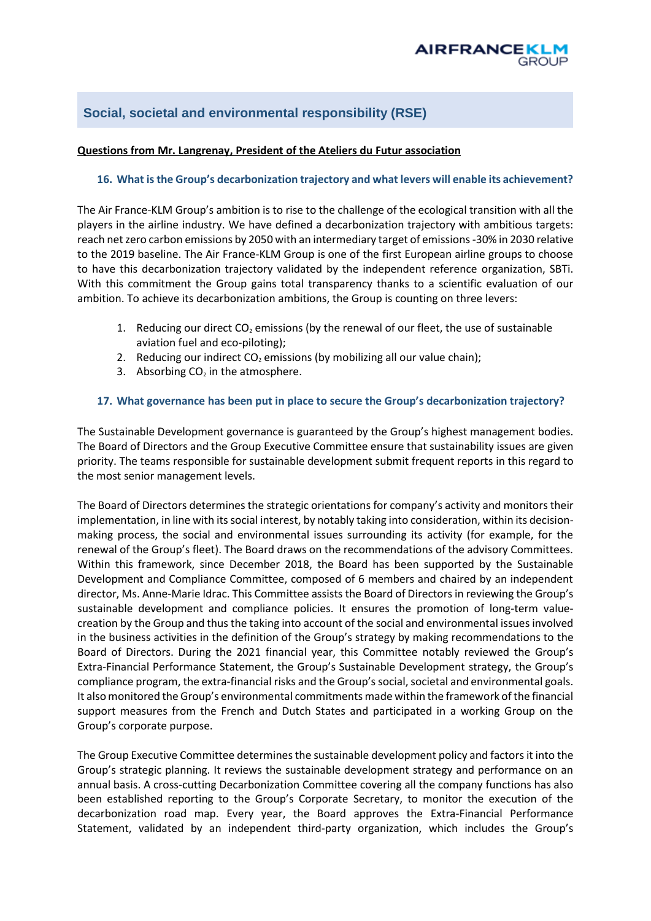## Social, societal and environmental responsibility (RSE)

**Questions from Mr. Langrenay, President of the Ateliers du Futur association**

### 16. What is the Group's decarbonization trajectory and what levers will enable its achievement?

The Air France-KLM Group's ambition is to rise to the challenge of the ecological transition with all the players in the airline industry. We have defined a decarbonization trajectory with ambitious targets: reach net zero carbon emissions by 2050 with an intermediary target of emissions -30% in 2030 relative to the 2019 baseline. The Air France-KLM Group is one of the first European airline groups to choose to have this decarbonization trajectory validated by the independent reference organization, SBTi. With this commitment the Group gains total transparency thanks to a scientific evaluation of our ambition. To achieve its decarbonization ambitions, the Group is counting on three levers:

1. Reducing our direct $CO_2$ emissions (by the renewal of our fleet, the use of sustainable aviation fuel and eco-piloting);
2. Reducing our indirect $CO_2$ emissions (by mobilizing all our value chain);
3. Absorbing $CO_2$ in the atmosphere.

### 17. What governance has been put in place to secure the Group's decarbonization trajectory?

The Sustainable Development governance is guaranteed by the Group's highest management bodies. The Board of Directors and the Group Executive Committee ensure that sustainability issues are given priority. The teams responsible for sustainable development submit frequent reports in this regard to the most senior management levels.

The Board of Directors determines the strategic orientations for company's activity and monitors their implementation, in line with its social interest, by notably taking into consideration, within its decision-making process, the social and environmental issues surrounding its activity (for example, for the renewal of the Group's fleet). The Board draws on the recommendations of the advisory Committees. Within this framework, since December 2018, the Board has been supported by the Sustainable Development and Compliance Committee, composed of 6 members and chaired by an independent director, Ms. Anne-Marie Idrac. This Committee assists the Board of Directors in reviewing the Group's sustainable development and compliance policies. It ensures the promotion of long-term value-creation by the Group and thus the taking into account of the social and environmental issues involved in the business activities in the definition of the Group's strategy by making recommendations to the Board of Directors. During the 2021 financial year, this Committee notably reviewed the Group's Extra-Financial Performance Statement, the Group's Sustainable Development strategy, the Group's compliance program, the extra-financial risks and the Group's social, societal and environmental goals. It also monitored the Group's environmental commitments made within the framework of the financial support measures from the French and Dutch States and participated in a working Group on the Group's corporate purpose.

The Group Executive Committee determines the sustainable development policy and factors it into the Group's strategic planning. It reviews the sustainable development strategy and performance on an annual basis. A cross-cutting Decarbonization Committee covering all the company functions has also been established reporting to the Group's Corporate Secretary, to monitor the execution of the decarbonization road map. Every year, the Board approves the Extra-Financial Performance Statement, validated by an independent third-party organization, which includes the Group's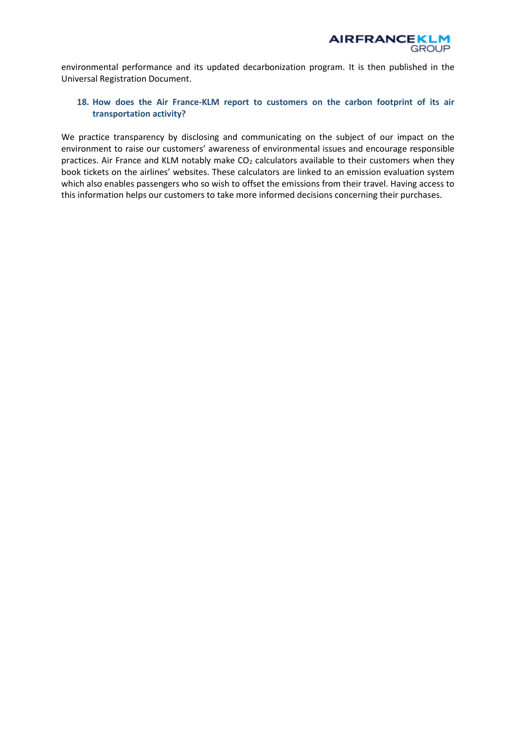environmental performance and its updated decarbonization program. It is then published in the Universal Registration Document.

### 18. How does the Air France-KLM report to customers on the carbon footprint of its air transportation activity?

We practice transparency by disclosing and communicating on the subject of our impact on the environment to raise our customers' awareness of environmental issues and encourage responsible practices. Air France and KLM notably make $CO_2$ calculators available to their customers when they book tickets on the airlines' websites. These calculators are linked to an emission evaluation system which also enables passengers who so wish to offset the emissions from their travel. Having access to this information helps our customers to take more informed decisions concerning their purchases.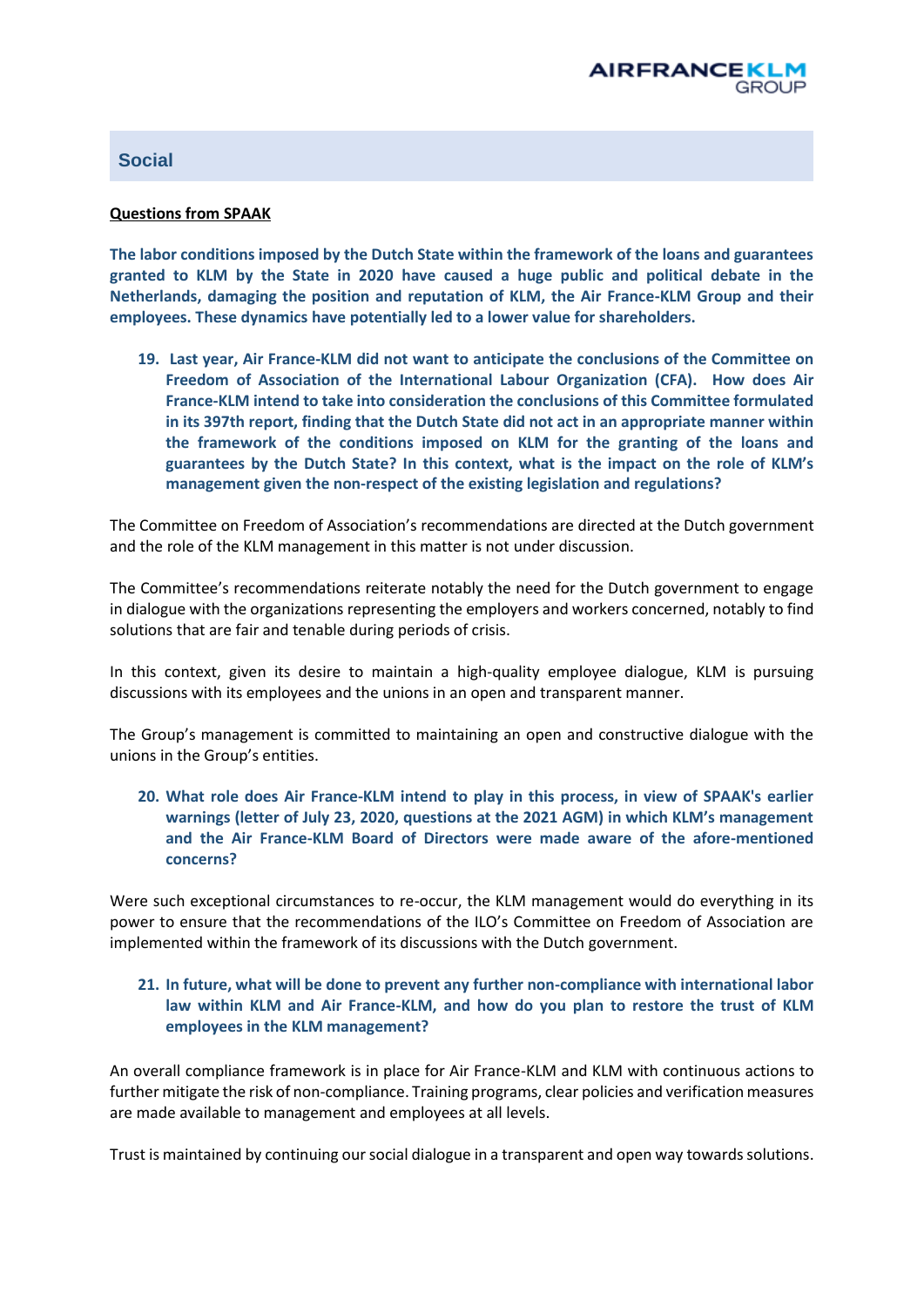## Social

**Questions from SPAAK**

**The labor conditions imposed by the Dutch State within the framework of the loans and guarantees granted to KLM by the State in 2020 have caused a huge public and political debate in the Netherlands, damaging the position and reputation of KLM, the Air France-KLM Group and their employees. These dynamics have potentially led to a lower value for shareholders.**

19. **Last year, Air France-KLM did not want to anticipate the conclusions of the Committee on Freedom of Association of the International Labour Organization (CFA). How does Air France-KLM intend to take into consideration the conclusions of this Committee formulated in its 397th report, finding that the Dutch State did not act in an appropriate manner within the framework of the conditions imposed on KLM for the granting of the loans and guarantees by the Dutch State? In this context, what is the impact on the role of KLM's management given the non-respect of the existing legislation and regulations?**

The Committee on Freedom of Association's recommendations are directed at the Dutch government and the role of the KLM management in this matter is not under discussion.

The Committee's recommendations reiterate notably the need for the Dutch government to engage in dialogue with the organizations representing the employers and workers concerned, notably to find solutions that are fair and tenable during periods of crisis.

In this context, given its desire to maintain a high-quality employee dialogue, KLM is pursuing discussions with its employees and the unions in an open and transparent manner.

The Group's management is committed to maintaining an open and constructive dialogue with the unions in the Group's entities.

20. **What role does Air France-KLM intend to play in this process, in view of SPAAK's earlier warnings (letter of July 23, 2020, questions at the 2021 AGM) in which KLM's management and the Air France-KLM Board of Directors were made aware of the afore-mentioned concerns?**

Were such exceptional circumstances to re-occur, the KLM management would do everything in its power to ensure that the recommendations of the ILO's Committee on Freedom of Association are implemented within the framework of its discussions with the Dutch government.

21. **In future, what will be done to prevent any further non-compliance with international labor law within KLM and Air France-KLM, and how do you plan to restore the trust of KLM employees in the KLM management?**

An overall compliance framework is in place for Air France-KLM and KLM with continuous actions to further mitigate the risk of non-compliance. Training programs, clear policies and verification measures are made available to management and employees at all levels.

Trust is maintained by continuing our social dialogue in a transparent and open way towards solutions.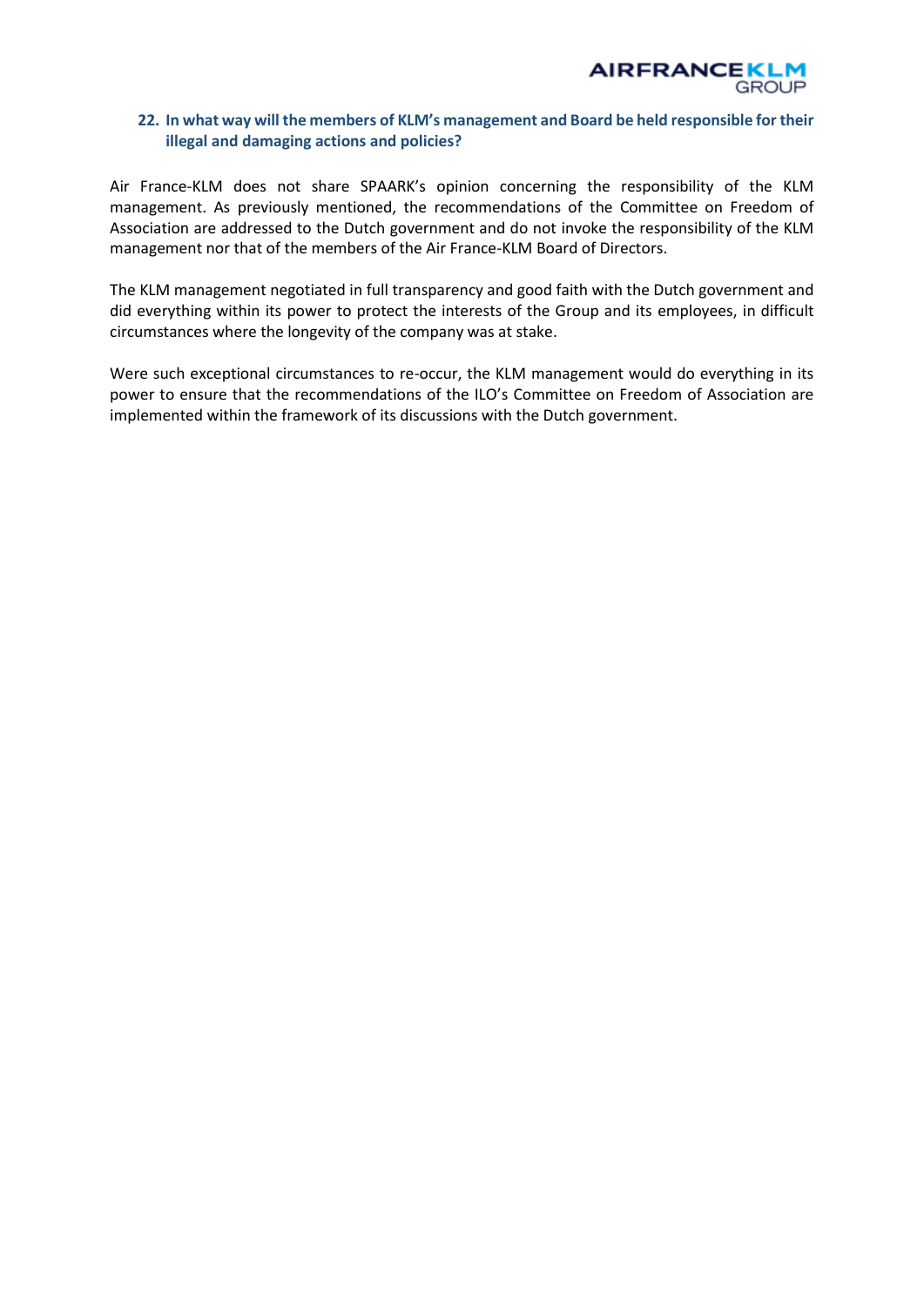**22. In what way will the members of KLM's management and Board be held responsible for their illegal and damaging actions and policies?**

Air France-KLM does not share SPAARK's opinion concerning the responsibility of the KLM management. As previously mentioned, the recommendations of the Committee on Freedom of Association are addressed to the Dutch government and do not invoke the responsibility of the KLM management nor that of the members of the Air France-KLM Board of Directors.

The KLM management negotiated in full transparency and good faith with the Dutch government and did everything within its power to protect the interests of the Group and its employees, in difficult circumstances where the longevity of the company was at stake.

Were such exceptional circumstances to re-occur, the KLM management would do everything in its power to ensure that the recommendations of the ILO's Committee on Freedom of Association are implemented within the framework of its discussions with the Dutch government.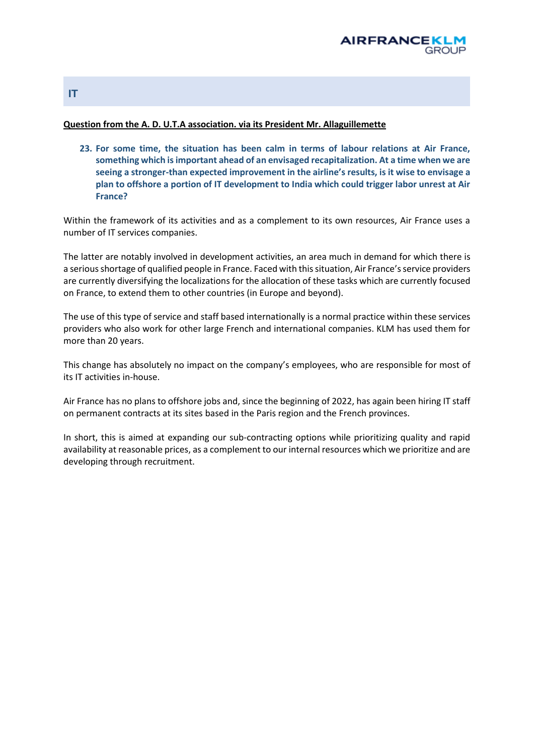## IT

**Question from the A. D. U.T.A association. via its President Mr. Allaguillemette**

23. **For some time, the situation has been calm in terms of labour relations at Air France, something which is important ahead of an envisaged recapitalization. At a time when we are seeing a stronger-than expected improvement in the airline's results, is it wise to envisage a plan to offshore a portion of IT development to India which could trigger labor unrest at Air France?**

Within the framework of its activities and as a complement to its own resources, Air France uses a number of IT services companies.

The latter are notably involved in development activities, an area much in demand for which there is a serious shortage of qualified people in France. Faced with this situation, Air France's service providers are currently diversifying the localizations for the allocation of these tasks which are currently focused on France, to extend them to other countries (in Europe and beyond).

The use of this type of service and staff based internationally is a normal practice within these services providers who also work for other large French and international companies. KLM has used them for more than 20 years.

This change has absolutely no impact on the company's employees, who are responsible for most of its IT activities in-house.

Air France has no plans to offshore jobs and, since the beginning of 2022, has again been hiring IT staff on permanent contracts at its sites based in the Paris region and the French provinces.

In short, this is aimed at expanding our sub-contracting options while prioritizing quality and rapid availability at reasonable prices, as a complement to our internal resources which we prioritize and are developing through recruitment.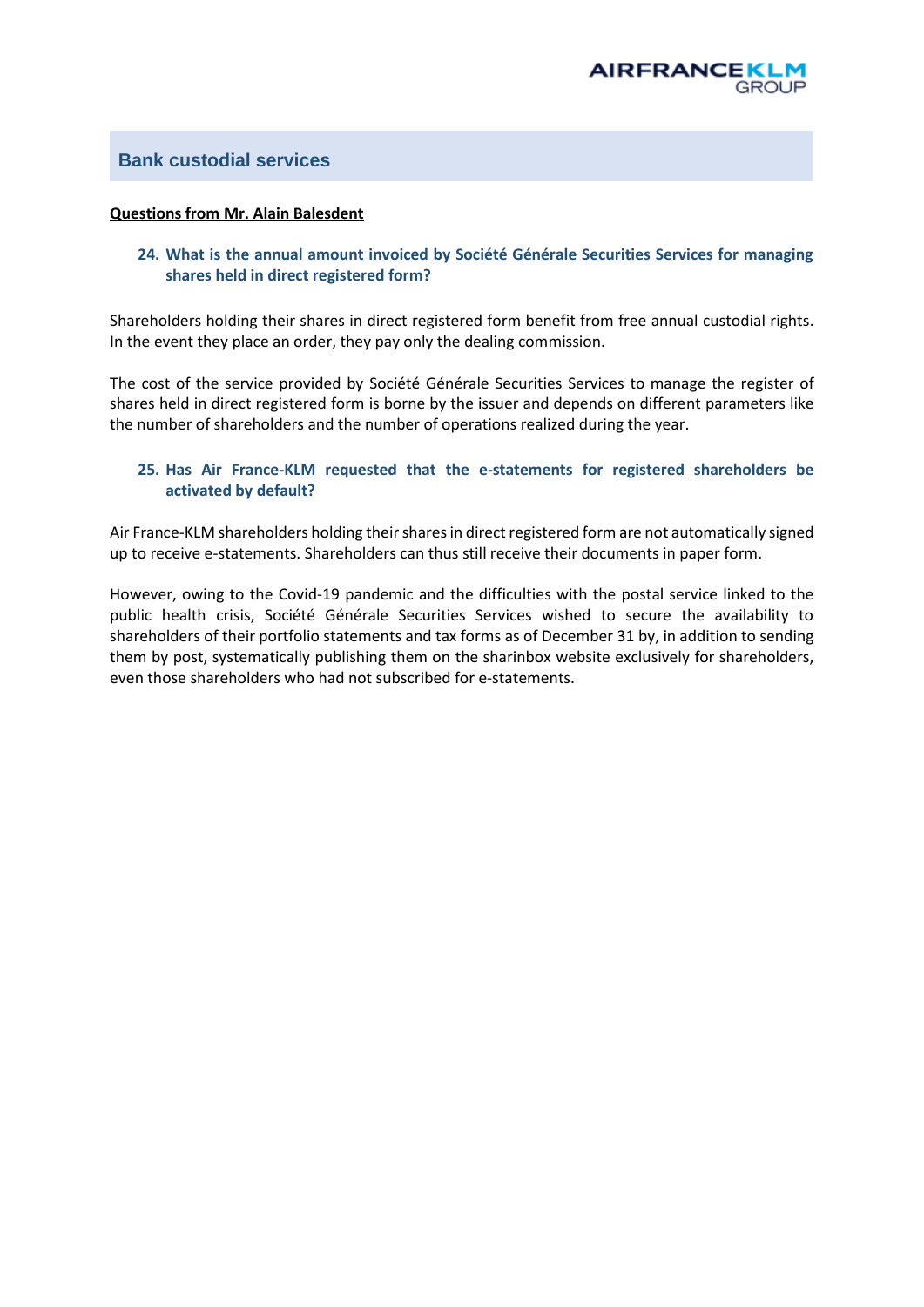## Bank custodial services

**Questions from Mr. Alain Balesdent**

### 24. What is the annual amount invoiced by Société Générale Securities Services for managing shares held in direct registered form?

Shareholders holding their shares in direct registered form benefit from free annual custodial rights. In the event they place an order, they pay only the dealing commission.

The cost of the service provided by Société Générale Securities Services to manage the register of shares held in direct registered form is borne by the issuer and depends on different parameters like the number of shareholders and the number of operations realized during the year.

### 25. Has Air France-KLM requested that the e-statements for registered shareholders be activated by default?

Air France-KLM shareholders holding their shares in direct registered form are not automatically signed up to receive e-statements. Shareholders can thus still receive their documents in paper form.

However, owing to the Covid-19 pandemic and the difficulties with the postal service linked to the public health crisis, Société Générale Securities Services wished to secure the availability to shareholders of their portfolio statements and tax forms as of December 31 by, in addition to sending them by post, systematically publishing them on the sharinbox website exclusively for shareholders, even those shareholders who had not subscribed for e-statements.